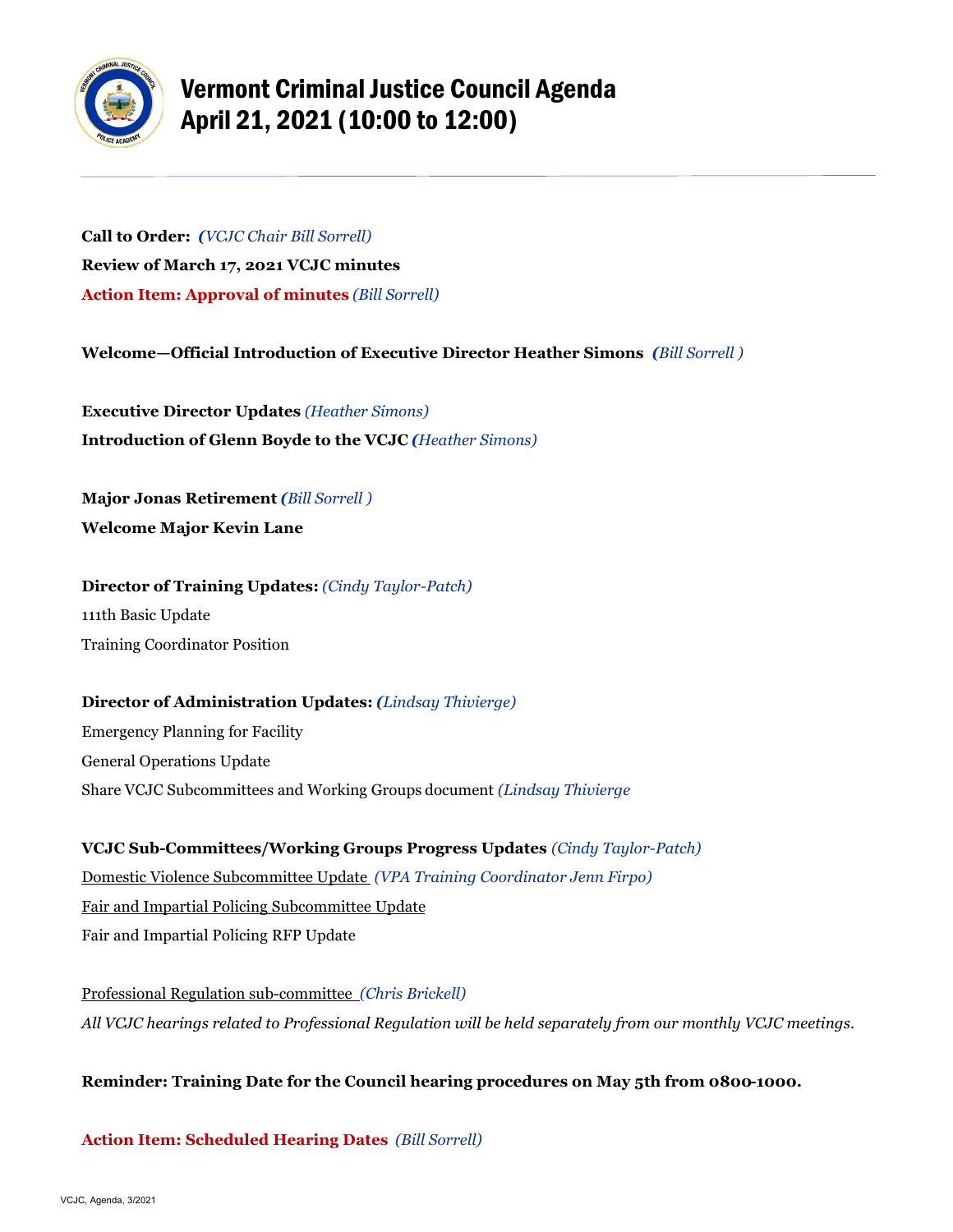# Vermont Criminal Justice Council Agenda
# April 21, 2021 (10:00 to 12:00)

**Call to Order:** *(VCJC Chair Bill Sorrell)*

**Review of March 17, 2021 VCJC minutes**

**Action Item: Approval of minutes** *(Bill Sorrell)*

**Welcome—Official Introduction of Executive Director Heather Simons** *(Bill Sorrell )*

**Executive Director Updates** *(Heather Simons)*

**Introduction of Glenn Boyde to the VCJC** *(Heather Simons)*

**Major Jonas Retirement** *(Bill Sorrell )*

**Welcome Major Kevin Lane**

**Director of Training Updates:** *(Cindy Taylor-Patch)*

111th Basic Update

Training Coordinator Position

**Director of Administration Updates:** *(Lindsay Thivierge)*

Emergency Planning for Facility

General Operations Update

Share VCJC Subcommittees and Working Groups document *(Lindsay Thivierge*

**VCJC Sub-Committees/Working Groups Progress Updates** *(Cindy Taylor-Patch)*

Domestic Violence Subcommittee Update *(VPA Training Coordinator Jenn Firpo)*

Fair and Impartial Policing Subcommittee Update

Fair and Impartial Policing RFP Update

Professional Regulation sub-committee *(Chris Brickell)*

*All VCJC hearings related to Professional Regulation will be held separately from our monthly VCJC meetings.*

**Reminder: Training Date for the Council hearing procedures on May 5th from 0800-1000.**

**Action Item: Scheduled Hearing Dates** *(Bill Sorrell)*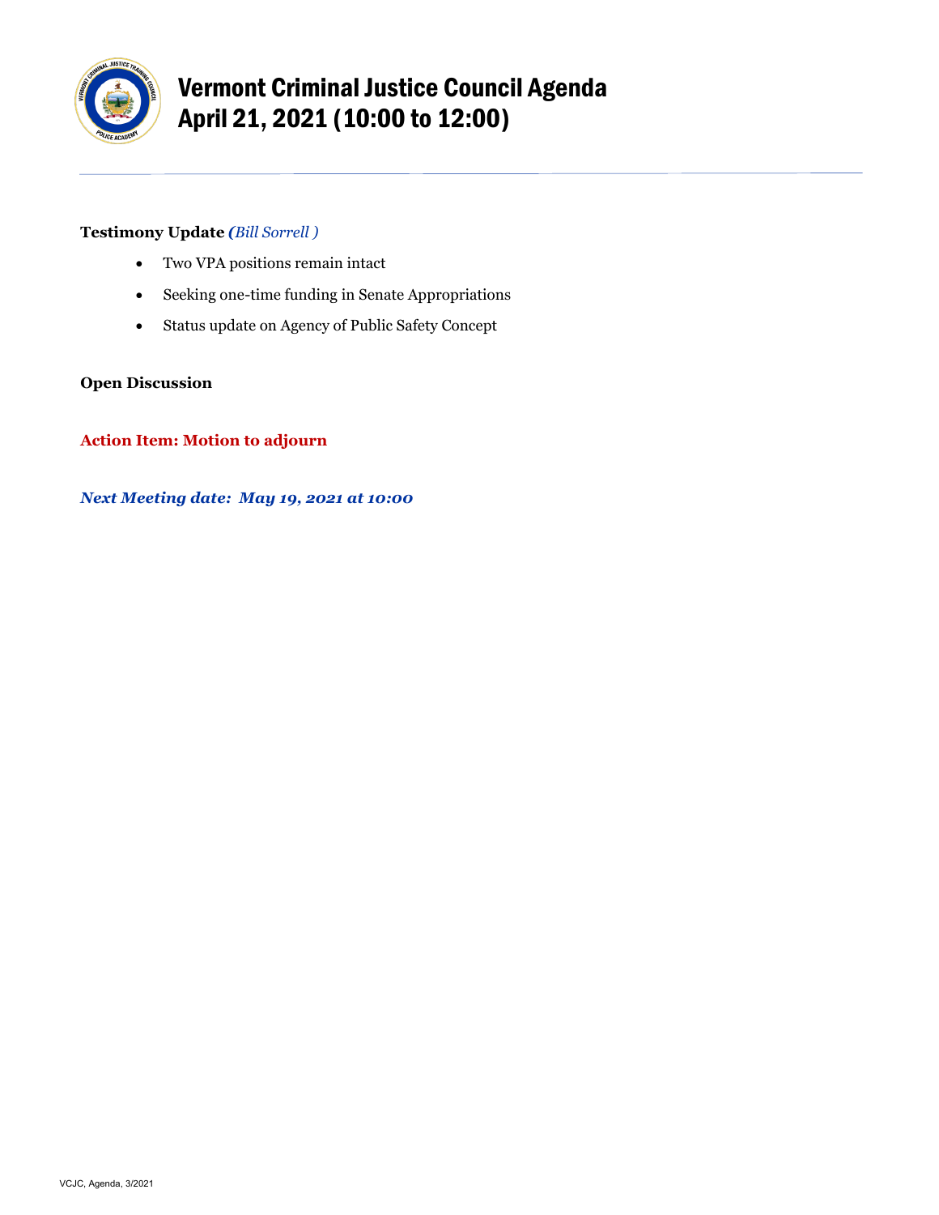# Vermont Criminal Justice Council Agenda April 21, 2021 (10:00 to 12:00)

**Testimony Update** ***(****Bill Sorrell* *)*

- Two VPA positions remain intact
- Seeking one-time funding in Senate Appropriations
- Status update on Agency of Public Safety Concept

**Open Discussion**

**Action Item: Motion to adjourn**

***Next Meeting date: May 19, 2021 at 10:00***

VCJC, Agenda, 3/2021